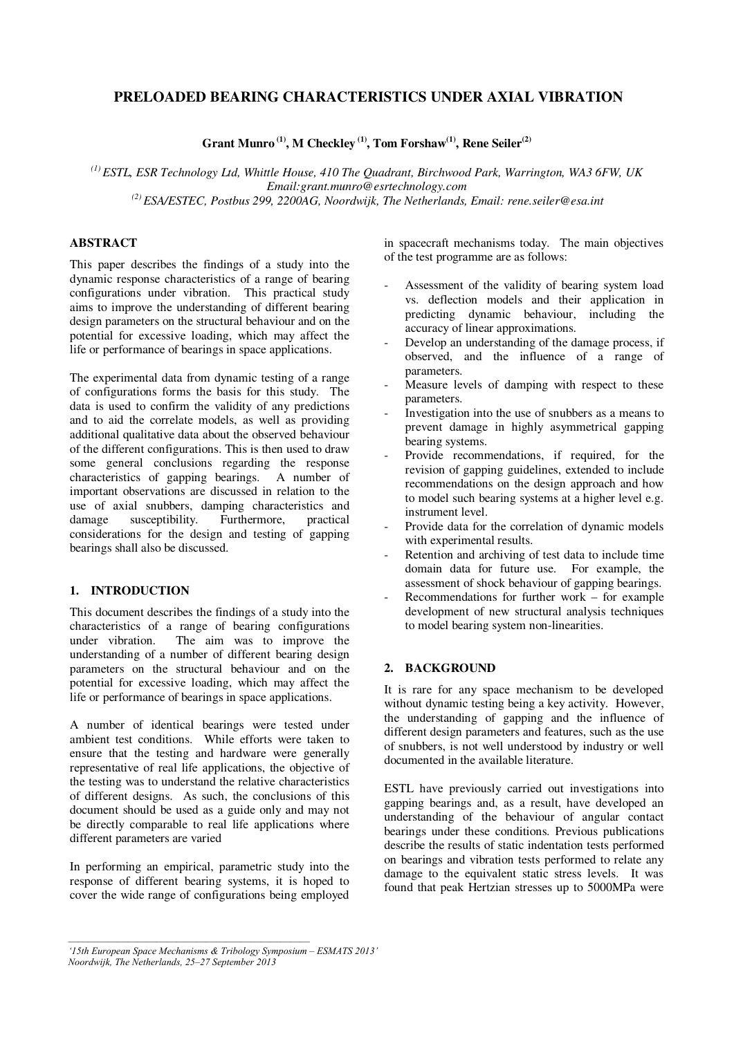# PRELOADED BEARING CHARACTERISTICS UNDER AXIAL VIBRATION

**Grant Munro [1], M Checkley [1], Tom Forshaw[1], Rene Seiler[2]**

*[1] ESTL, ESR Technology Ltd, Whittle House, 410 The Quadrant, Birchwood Park, Warrington, WA3 6FW, UK Email:grant.munro@esrtechnology.com*
*[2] ESA/ESTEC, Postbus 299, 2200AG, Noordwijk, The Netherlands, Email: rene.seiler@esa.int*

## ABSTRACT

This paper describes the findings of a study into the dynamic response characteristics of a range of bearing configurations under vibration. This practical study aims to improve the understanding of different bearing design parameters on the structural behaviour and on the potential for excessive loading, which may affect the life or performance of bearings in space applications.

The experimental data from dynamic testing of a range of configurations forms the basis for this study. The data is used to confirm the validity of any predictions and to aid the correlate models, as well as providing additional qualitative data about the observed behaviour of the different configurations. This is then used to draw some general conclusions regarding the response characteristics of gapping bearings. A number of important observations are discussed in relation to the use of axial snubbers, damping characteristics and damage susceptibility. Furthermore, practical considerations for the design and testing of gapping bearings shall also be discussed.

## 1. INTRODUCTION

This document describes the findings of a study into the characteristics of a range of bearing configurations under vibration. The aim was to improve the understanding of a number of different bearing design parameters on the structural behaviour and on the potential for excessive loading, which may affect the life or performance of bearings in space applications.

A number of identical bearings were tested under ambient test conditions. While efforts were taken to ensure that the testing and hardware were generally representative of real life applications, the objective of the testing was to understand the relative characteristics of different designs. As such, the conclusions of this document should be used as a guide only and may not be directly comparable to real life applications where different parameters are varied

In performing an empirical, parametric study into the response of different bearing systems, it is hoped to cover the wide range of configurations being employed in spacecraft mechanisms today. The main objectives of the test programme are as follows:

- Assessment of the validity of bearing system load vs. deflection models and their application in predicting dynamic behaviour, including the accuracy of linear approximations.
- Develop an understanding of the damage process, if observed, and the influence of a range of parameters.
- Measure levels of damping with respect to these parameters.
- Investigation into the use of snubbers as a means to prevent damage in highly asymmetrical gapping bearing systems.
- Provide recommendations, if required, for the revision of gapping guidelines, extended to include recommendations on the design approach and how to model such bearing systems at a higher level e.g. instrument level.
- Provide data for the correlation of dynamic models with experimental results.
- Retention and archiving of test data to include time domain data for future use. For example, the assessment of shock behaviour of gapping bearings.
- Recommendations for further work – for example development of new structural analysis techniques to model bearing system non-linearities.

## 2. BACKGROUND

It is rare for any space mechanism to be developed without dynamic testing being a key activity. However, the understanding of gapping and the influence of different design parameters and features, such as the use of snubbers, is not well understood by industry or well documented in the available literature.

ESTL have previously carried out investigations into gapping bearings and, as a result, have developed an understanding of the behaviour of angular contact bearings under these conditions. Previous publications describe the results of static indentation tests performed on bearings and vibration tests performed to relate any damage to the equivalent static stress levels. It was found that peak Hertzian stresses up to 5000MPa were

*'15th European Space Mechanisms & Tribology Symposium – ESMATS 2013'*
*Noordwijk, The Netherlands, 25–27 September 2013*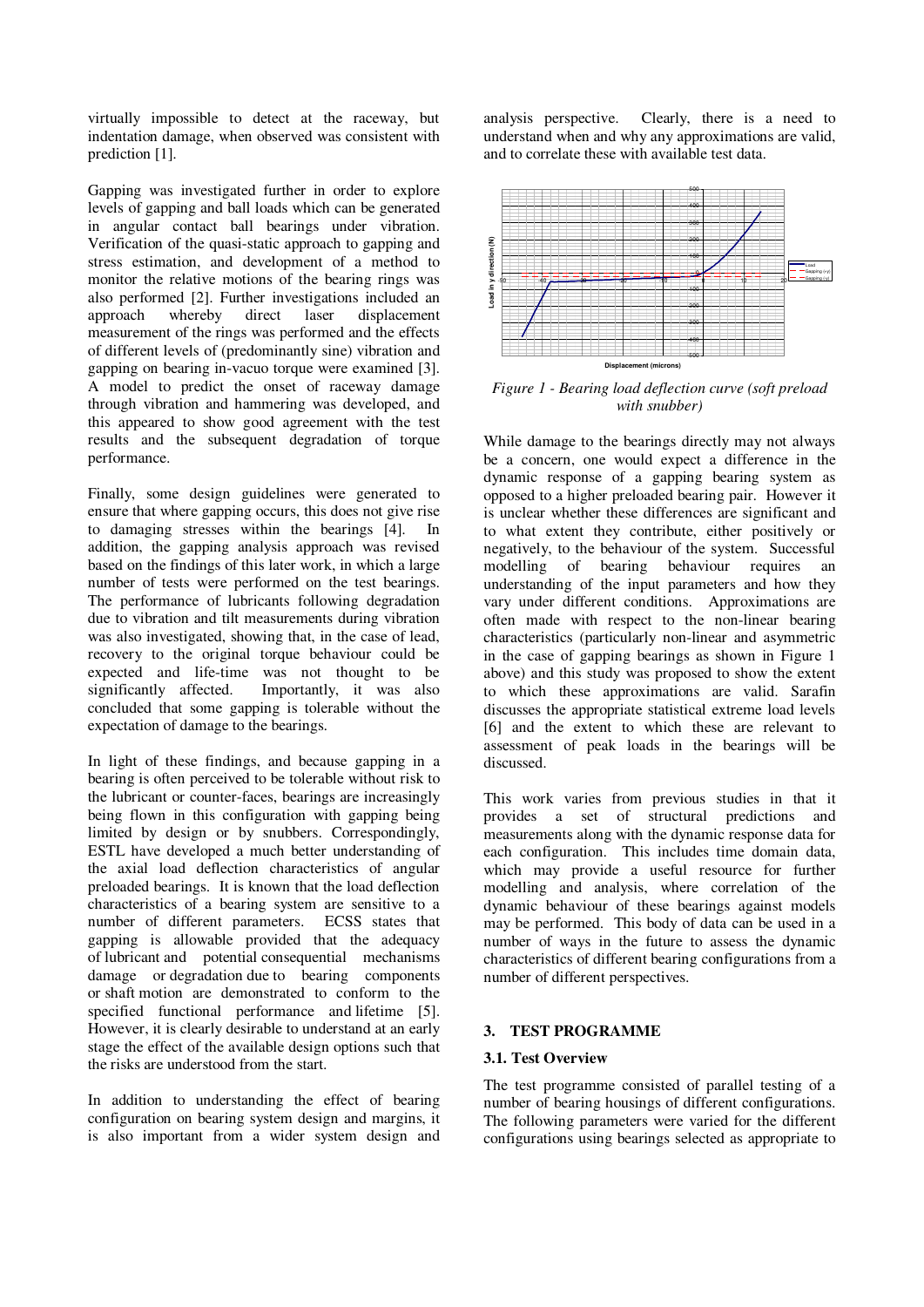virtually impossible to detect at the raceway, but indentation damage, when observed was consistent with prediction [1].

Gapping was investigated further in order to explore levels of gapping and ball loads which can be generated in angular contact ball bearings under vibration. Verification of the quasi-static approach to gapping and stress estimation, and development of a method to monitor the relative motions of the bearing rings was also performed [2]. Further investigations included an approach whereby direct laser displacement measurement of the rings was performed and the effects of different levels of (predominantly sine) vibration and gapping on bearing in-vacuo torque were examined [3]. A model to predict the onset of raceway damage through vibration and hammering was developed, and this appeared to show good agreement with the test results and the subsequent degradation of torque performance.

Finally, some design guidelines were generated to ensure that where gapping occurs, this does not give rise to damaging stresses within the bearings [4]. In addition, the gapping analysis approach was revised based on the findings of this later work, in which a large number of tests were performed on the test bearings. The performance of lubricants following degradation due to vibration and tilt measurements during vibration was also investigated, showing that, in the case of lead, recovery to the original torque behaviour could be expected and life-time was not thought to be significantly affected. Importantly, it was also concluded that some gapping is tolerable without the expectation of damage to the bearings.

In light of these findings, and because gapping in a bearing is often perceived to be tolerable without risk to the lubricant or counter-faces, bearings are increasingly being flown in this configuration with gapping being limited by design or by snubbers. Correspondingly, ESTL have developed a much better understanding of the axial load deflection characteristics of angular preloaded bearings. It is known that the load deflection characteristics of a bearing system are sensitive to a number of different parameters. ECSS states that gapping is allowable provided that the adequacy of lubricant and potential consequential mechanisms damage or degradation due to bearing components or shaft motion are demonstrated to conform to the specified functional performance and lifetime [5]. However, it is clearly desirable to understand at an early stage the effect of the available design options such that the risks are understood from the start.

In addition to understanding the effect of bearing configuration on bearing system design and margins, it is also important from a wider system design and analysis perspective. Clearly, there is a need to understand when and why any approximations are valid, and to correlate these with available test data.

*Figure 1 - Bearing load deflection curve (soft preload with snubber)*

While damage to the bearings directly may not always be a concern, one would expect a difference in the dynamic response of a gapping bearing system as opposed to a higher preloaded bearing pair. However it is unclear whether these differences are significant and to what extent they contribute, either positively or negatively, to the behaviour of the system. Successful modelling of bearing behaviour requires an understanding of the input parameters and how they vary under different conditions. Approximations are often made with respect to the non-linear bearing characteristics (particularly non-linear and asymmetric in the case of gapping bearings as shown in Figure 1 above) and this study was proposed to show the extent to which these approximations are valid. Sarafin discusses the appropriate statistical extreme load levels [6] and the extent to which these are relevant to assessment of peak loads in the bearings will be discussed.

This work varies from previous studies in that it provides a set of structural predictions and measurements along with the dynamic response data for each configuration. This includes time domain data, which may provide a useful resource for further modelling and analysis, where correlation of the dynamic behaviour of these bearings against models may be performed. This body of data can be used in a number of ways in the future to assess the dynamic characteristics of different bearing configurations from a number of different perspectives.

## 3. TEST PROGRAMME

### 3.1. Test Overview

The test programme consisted of parallel testing of a number of bearing housings of different configurations. The following parameters were varied for the different configurations using bearings selected as appropriate to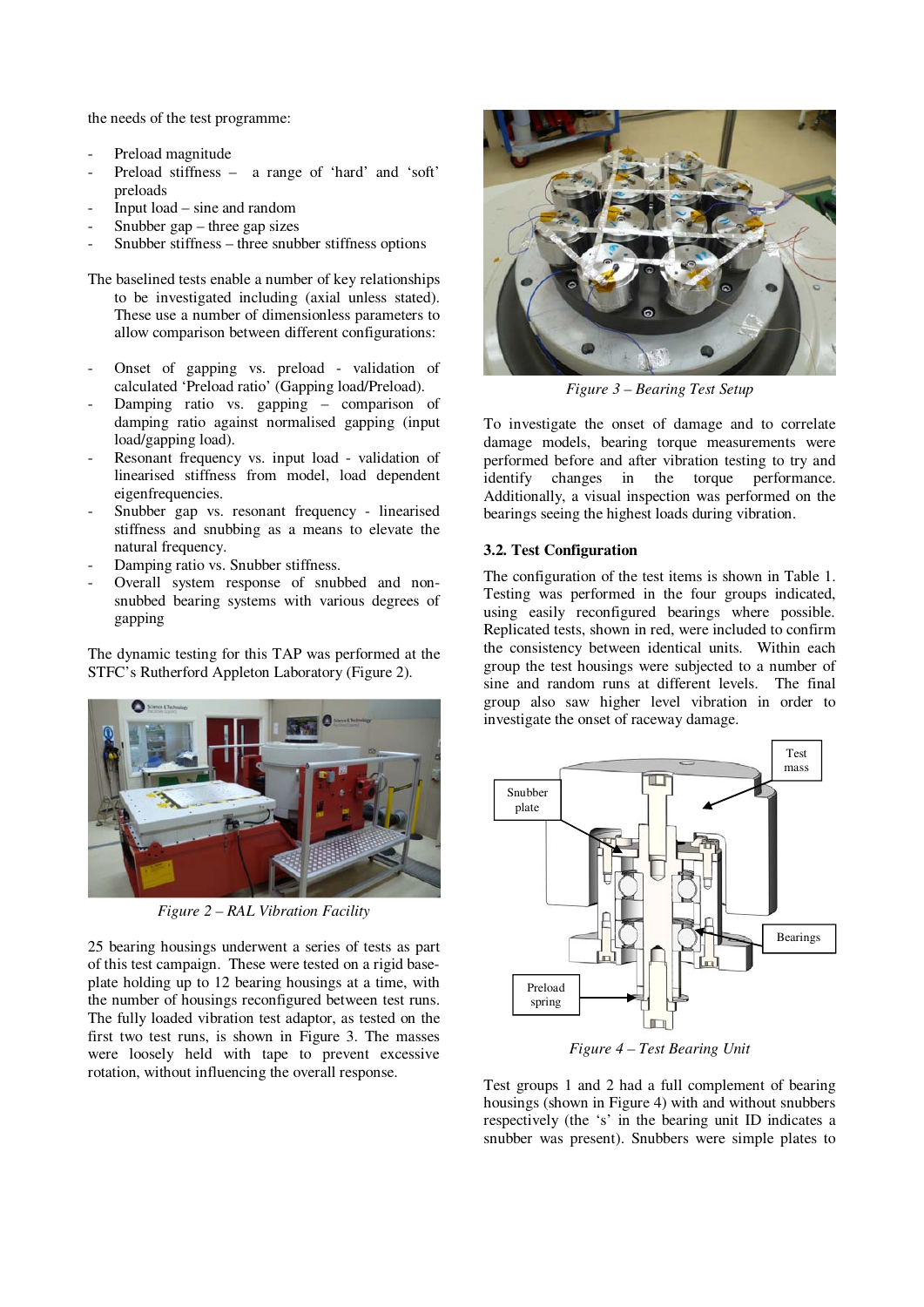the needs of the test programme:

- Preload magnitude
- Preload stiffness – a range of 'hard' and 'soft' preloads
- Input load – sine and random
- Snubber gap – three gap sizes
- Snubber stiffness – three snubber stiffness options

The baselined tests enable a number of key relationships to be investigated including (axial unless stated). These use a number of dimensionless parameters to allow comparison between different configurations:

- Onset of gapping vs. preload - validation of calculated 'Preload ratio' (Gapping load/Preload).
- Damping ratio vs. gapping – comparison of damping ratio against normalised gapping (input load/gapping load).
- Resonant frequency vs. input load - validation of linearised stiffness from model, load dependent eigenfrequencies.
- Snubber gap vs. resonant frequency - linearised stiffness and snubbing as a means to elevate the natural frequency.
- Damping ratio vs. Snubber stiffness.
- Overall system response of snubbed and non-snubbed bearing systems with various degrees of gapping

The dynamic testing for this TAP was performed at the STFC's Rutherford Appleton Laboratory (Figure 2).

*Figure 2 – RAL Vibration Facility*

25 bearing housings underwent a series of tests as part of this test campaign. These were tested on a rigid base-plate holding up to 12 bearing housings at a time, with the number of housings reconfigured between test runs. The fully loaded vibration test adaptor, as tested on the first two test runs, is shown in Figure 3. The masses were loosely held with tape to prevent excessive rotation, without influencing the overall response.

*Figure 3 – Bearing Test Setup*

To investigate the onset of damage and to correlate damage models, bearing torque measurements were performed before and after vibration testing to try and identify changes in the torque performance. Additionally, a visual inspection was performed on the bearings seeing the highest loads during vibration.

### 3.2. Test Configuration

The configuration of the test items is shown in Table 1. Testing was performed in the four groups indicated, using easily reconfigured bearings where possible. Replicated tests, shown in red, were included to confirm the consistency between identical units. Within each group the test housings were subjected to a number of sine and random runs at different levels. The final group also saw higher level vibration in order to investigate the onset of raceway damage.

Test mass

Snubber plate

Bearings

Preload spring

*Figure 4 – Test Bearing Unit*

Test groups 1 and 2 had a full complement of bearing housings (shown in Figure 4) with and without snubbers respectively (the 's' in the bearing unit ID indicates a snubber was present). Snubbers were simple plates to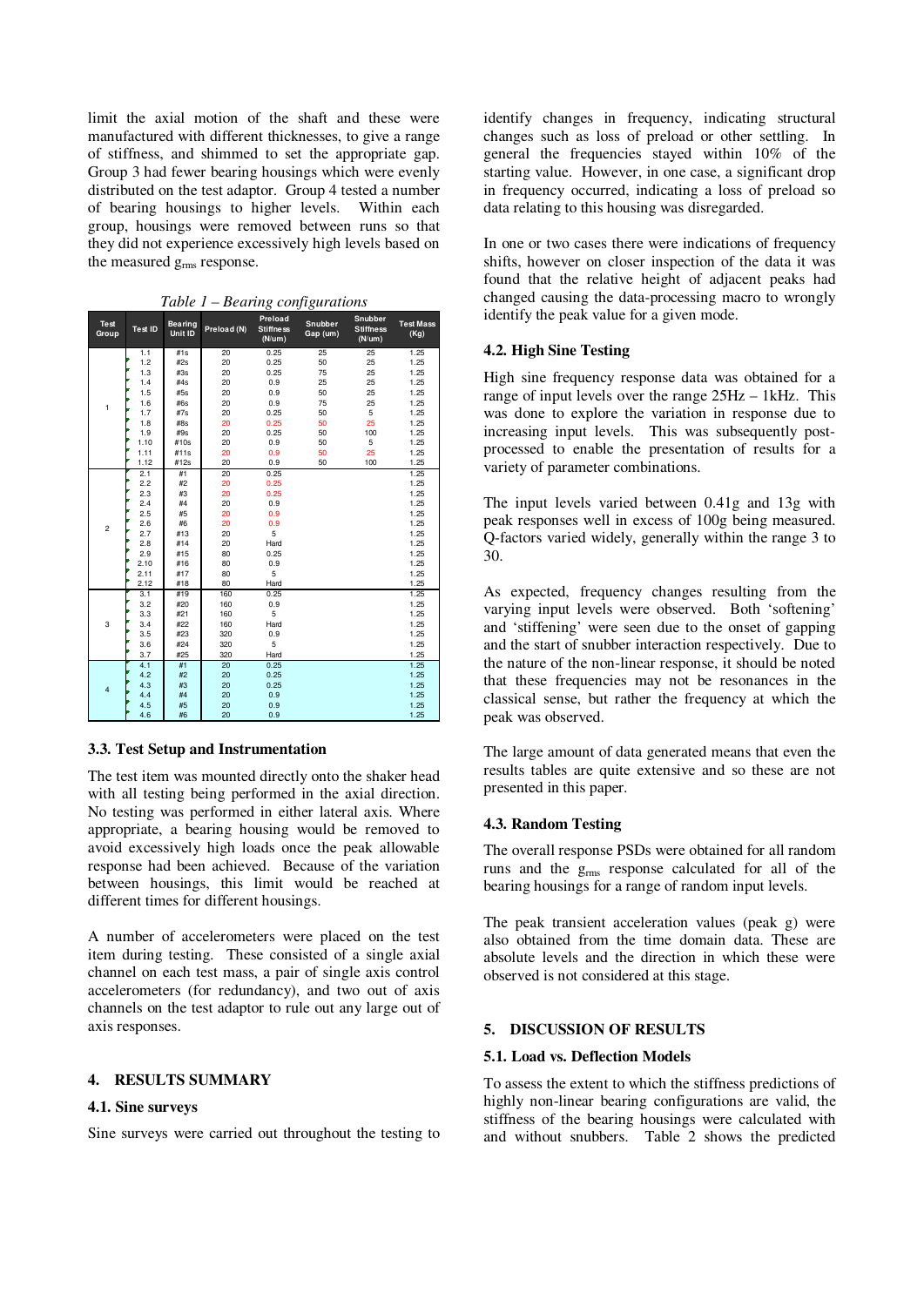limit the axial motion of the shaft and these were manufactured with different thicknesses, to give a range of stiffness, and shimmed to set the appropriate gap. Group 3 had fewer bearing housings which were evenly distributed on the test adaptor. Group 4 tested a number of bearing housings to higher levels. Within each group, housings were removed between runs so that they did not experience excessively high levels based on the measured $g_{rms}$ response.

*Table 1 – Bearing configurations*

| Test Group | Test ID | Bearing Unit ID | Preload (N) | Preload Stiffness (N/um) | Snubber Gap (um) | Snubber Stiffness (N/um) | Test Mass (Kg) |
|---|---|---|---|---|---|---|---|
| 1 | 1.1 | #1s | 20 | 0.25 | 25 | 25 | 1.25 |
| | 1.2 | #2s | 20 | 0.25 | 50 | 25 | 1.25 |
| | 1.3 | #3s | 20 | 0.25 | 75 | 25 | 1.25 |
| | 1.4 | #4s | 20 | 0.9 | 25 | 25 | 1.25 |
| | 1.5 | #5s | 20 | 0.9 | 50 | 25 | 1.25 |
| | 1.6 | #6s | 20 | 0.9 | 75 | 25 | 1.25 |
| | 1.7 | #7s | 20 | 0.25 | 50 | 5 | 1.25 |
| | 1.8 | #8s | 20 | 0.25 | 50 | 25 | 1.25 |
| | 1.9 | #9s | 20 | 0.25 | 50 | 100 | 1.25 |
| | 1.10 | #10s | 20 | 0.9 | 50 | 5 | 1.25 |
| | 1.11 | #11s | 20 | 0.9 | 50 | 25 | 1.25 |
| | 1.12 | #12s | 20 | 0.9 | 50 | 100 | 1.25 |
| 2 | 2.1 | #1 | 20 | 0.25 | | | 1.25 |
| | 2.2 | #2 | 20 | 0.25 | | | 1.25 |
| | 2.3 | #3 | 20 | 0.25 | | | 1.25 |
| | 2.4 | #4 | 20 | 0.9 | | | 1.25 |
| | 2.5 | #5 | 20 | 0.9 | | | 1.25 |
| | 2.6 | #6 | 20 | 0.9 | | | 1.25 |
| | 2.7 | #13 | 20 | 5 | | | 1.25 |
| | 2.8 | #14 | 20 | Hard | | | 1.25 |
| | 2.9 | #15 | 80 | 0.25 | | | 1.25 |
| | 2.10 | #16 | 80 | 0.9 | | | 1.25 |
| | 2.11 | #17 | 80 | 5 | | | 1.25 |
| | 2.12 | #18 | 80 | Hard | | | 1.25 |
| 3 | 3.1 | #19 | 160 | 0.25 | | | 1.25 |
| | 3.2 | #20 | 160 | 0.9 | | | 1.25 |
| | 3.3 | #21 | 160 | 5 | | | 1.25 |
| | 3.4 | #22 | 160 | Hard | | | 1.25 |
| | 3.5 | #23 | 320 | 0.9 | | | 1.25 |
| | 3.6 | #24 | 320 | 5 | | | 1.25 |
| | 3.7 | #25 | 320 | Hard | | | 1.25 |
| 4 | 4.1 | #1 | 20 | 0.25 | | | 1.25 |
| | 4.2 | #2 | 20 | 0.25 | | | 1.25 |
| | 4.3 | #3 | 20 | 0.25 | | | 1.25 |
| | 4.4 | #4 | 20 | 0.9 | | | 1.25 |
| | 4.5 | #5 | 20 | 0.9 | | | 1.25 |
| | 4.6 | #6 | 20 | 0.9 | | | 1.25 |

### 3.3. Test Setup and Instrumentation

The test item was mounted directly onto the shaker head with all testing being performed in the axial direction. No testing was performed in either lateral axis. Where appropriate, a bearing housing would be removed to avoid excessively high loads once the peak allowable response had been achieved. Because of the variation between housings, this limit would be reached at different times for different housings.

A number of accelerometers were placed on the test item during testing. These consisted of a single axial channel on each test mass, a pair of single axis control accelerometers (for redundancy), and two out of axis channels on the test adaptor to rule out any large out of axis responses.

## 4. RESULTS SUMMARY

### 4.1. Sine surveys

Sine surveys were carried out throughout the testing to identify changes in frequency, indicating structural changes such as loss of preload or other settling. In general the frequencies stayed within 10% of the starting value. However, in one case, a significant drop in frequency occurred, indicating a loss of preload so data relating to this housing was disregarded.

In one or two cases there were indications of frequency shifts, however on closer inspection of the data it was found that the relative height of adjacent peaks had changed causing the data-processing macro to wrongly identify the peak value for a given mode.

### 4.2. High Sine Testing

High sine frequency response data was obtained for a range of input levels over the range 25Hz – 1kHz. This was done to explore the variation in response due to increasing input levels. This was subsequently post-processed to enable the presentation of results for a variety of parameter combinations.

The input levels varied between 0.41g and 13g with peak responses well in excess of 100g being measured. Q-factors varied widely, generally within the range 3 to 30.

As expected, frequency changes resulting from the varying input levels were observed. Both 'softening' and 'stiffening' were seen due to the onset of gapping and the start of snubber interaction respectively. Due to the nature of the non-linear response, it should be noted that these frequencies may not be resonances in the classical sense, but rather the frequency at which the peak was observed.

The large amount of data generated means that even the results tables are quite extensive and so these are not presented in this paper.

### 4.3. Random Testing

The overall response PSDs were obtained for all random runs and the $g_{rms}$ response calculated for all of the bearing housings for a range of random input levels.

The peak transient acceleration values (peak g) were also obtained from the time domain data. These are absolute levels and the direction in which these were observed is not considered at this stage.

## 5. DISCUSSION OF RESULTS

### 5.1. Load vs. Deflection Models

To assess the extent to which the stiffness predictions of highly non-linear bearing configurations are valid, the stiffness of the bearing housings were calculated with and without snubbers. Table 2 shows the predicted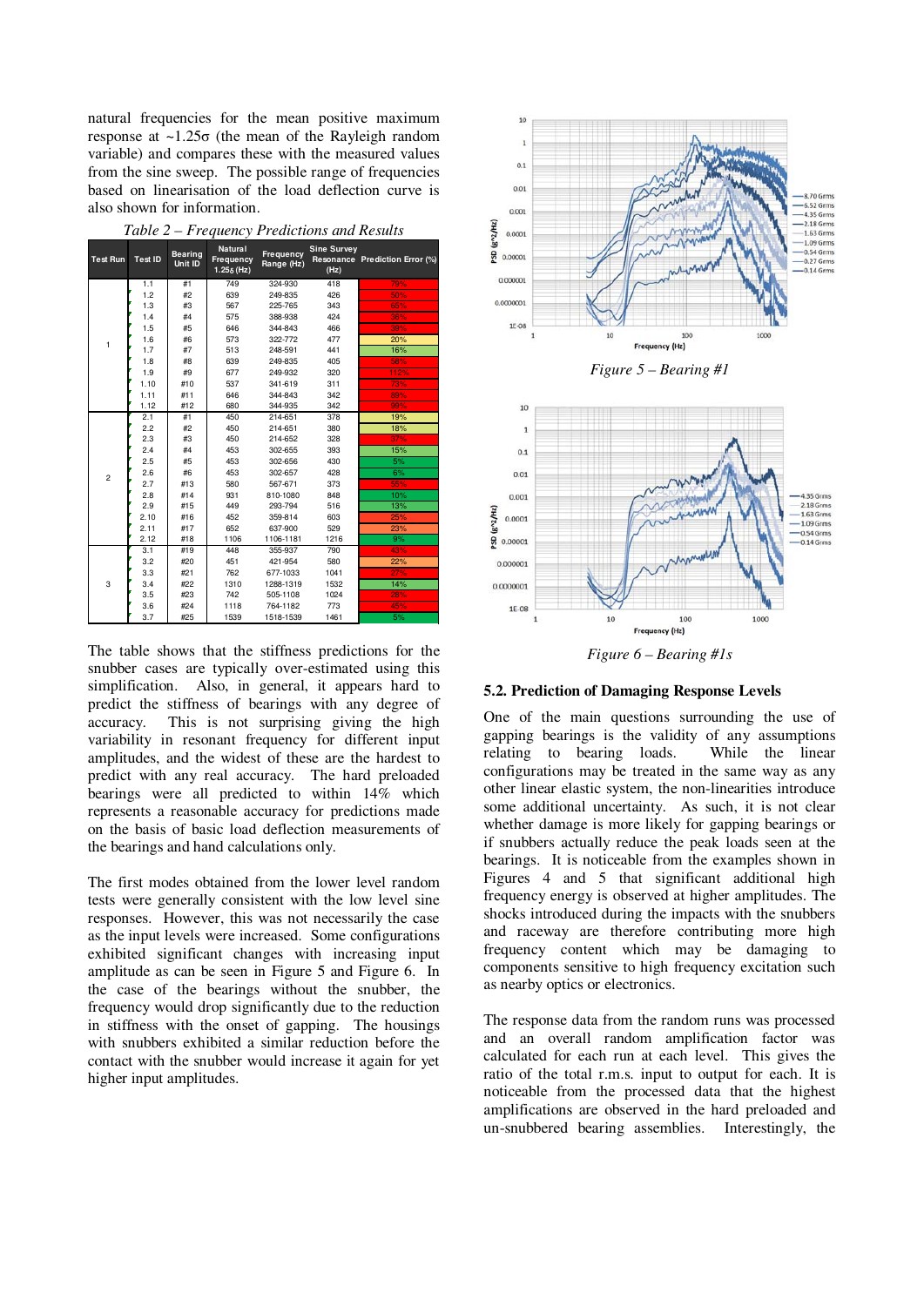natural frequencies for the mean positive maximum response at ~1.25σ (the mean of the Rayleigh random variable) and compares these with the measured values from the sine sweep. The possible range of frequencies based on linearisation of the load deflection curve is also shown for information.

*Table 2 – Frequency Predictions and Results*

| Test Run | Test ID | Bearing Unit ID | Natural Frequency 1.25δ (Hz) | Frequency Range (Hz) | Sine Survey Resonance (Hz) | Prediction Error (%) |
|---|---|---|---|---|---|---|
| 1 | 1.1 | #1 | 749 | 324-930 | 418 | 79% |
| | 1.2 | #2 | 639 | 249-835 | 426 | 50% |
| | 1.3 | #3 | 567 | 225-765 | 343 | 65% |
| | 1.4 | #4 | 575 | 388-938 | 424 | 36% |
| | 1.5 | #5 | 646 | 344-843 | 466 | 39% |
| | 1.6 | #6 | 573 | 322-772 | 477 | 20% |
| | 1.7 | #7 | 513 | 248-591 | 441 | 16% |
| | 1.8 | #8 | 639 | 249-835 | 405 | 58% |
| | 1.9 | #9 | 677 | 249-932 | 320 | 112% |
| | 1.10 | #10 | 537 | 341-619 | 311 | 73% |
| | 1.11 | #11 | 646 | 344-843 | 342 | 89% |
| | 1.12 | #12 | 680 | 344-935 | 342 | 99% |
| 2 | 2.1 | #1 | 450 | 214-651 | 378 | 19% |
| | 2.2 | #2 | 450 | 214-651 | 380 | 18% |
| | 2.3 | #3 | 450 | 214-652 | 328 | 37% |
| | 2.4 | #4 | 453 | 302-655 | 393 | 15% |
| | 2.5 | #5 | 453 | 302-656 | 430 | 5% |
| | 2.6 | #6 | 453 | 302-657 | 428 | 6% |
| | 2.7 | #13 | 580 | 567-671 | 373 | 55% |
| | 2.8 | #14 | 931 | 810-1080 | 848 | 10% |
| | 2.9 | #15 | 449 | 293-794 | 516 | 13% |
| | 2.10 | #16 | 452 | 359-814 | 603 | 25% |
| | 2.11 | #17 | 652 | 637-900 | 529 | 23% |
| | 2.12 | #18 | 1106 | 1106-1181 | 1216 | 9% |
| 3 | 3.1 | #19 | 448 | 355-937 | 790 | 43% |
| | 3.2 | #20 | 451 | 421-954 | 580 | 22% |
| | 3.3 | #21 | 762 | 677-1033 | 1041 | 27% |
| | 3.4 | #22 | 1310 | 1288-1319 | 1532 | 14% |
| | 3.5 | #23 | 742 | 505-1108 | 1024 | 28% |
| | 3.6 | #24 | 1118 | 764-1182 | 773 | 45% |
| | 3.7 | #25 | 1539 | 1518-1539 | 1461 | 5% |

The table shows that the stiffness predictions for the snubber cases are typically over-estimated using this simplification. Also, in general, it appears hard to predict the stiffness of bearings with any degree of accuracy. This is not surprising giving the high variability in resonant frequency for different input amplitudes, and the widest of these are the hardest to predict with any real accuracy. The hard preloaded bearings were all predicted to within 14% which represents a reasonable accuracy for predictions made on the basis of basic load deflection measurements of the bearings and hand calculations only.

The first modes obtained from the lower level random tests were generally consistent with the low level sine responses. However, this was not necessarily the case as the input levels were increased. Some configurations exhibited significant changes with increasing input amplitude as can be seen in Figure 5 and Figure 6. In the case of the bearings without the snubber, the frequency would drop significantly due to the reduction in stiffness with the onset of gapping. The housings with snubbers exhibited a similar reduction before the contact with the snubber would increase it again for yet higher input amplitudes.

*Figure 5 – Bearing #1*

*Figure 6 – Bearing #1s*

### 5.2. Prediction of Damaging Response Levels

One of the main questions surrounding the use of gapping bearings is the validity of any assumptions relating to bearing loads. While the linear configurations may be treated in the same way as any other linear elastic system, the non-linearities introduce some additional uncertainty. As such, it is not clear whether damage is more likely for gapping bearings or if snubbers actually reduce the peak loads seen at the bearings. It is noticeable from the examples shown in Figures 4 and 5 that significant additional high frequency energy is observed at higher amplitudes. The shocks introduced during the impacts with the snubbers and raceway are therefore contributing more high frequency content which may be damaging to components sensitive to high frequency excitation such as nearby optics or electronics.

The response data from the random runs was processed and an overall random amplification factor was calculated for each run at each level. This gives the ratio of the total r.m.s. input to output for each. It is noticeable from the processed data that the highest amplifications are observed in the hard preloaded and un-snubbered bearing assemblies. Interestingly, the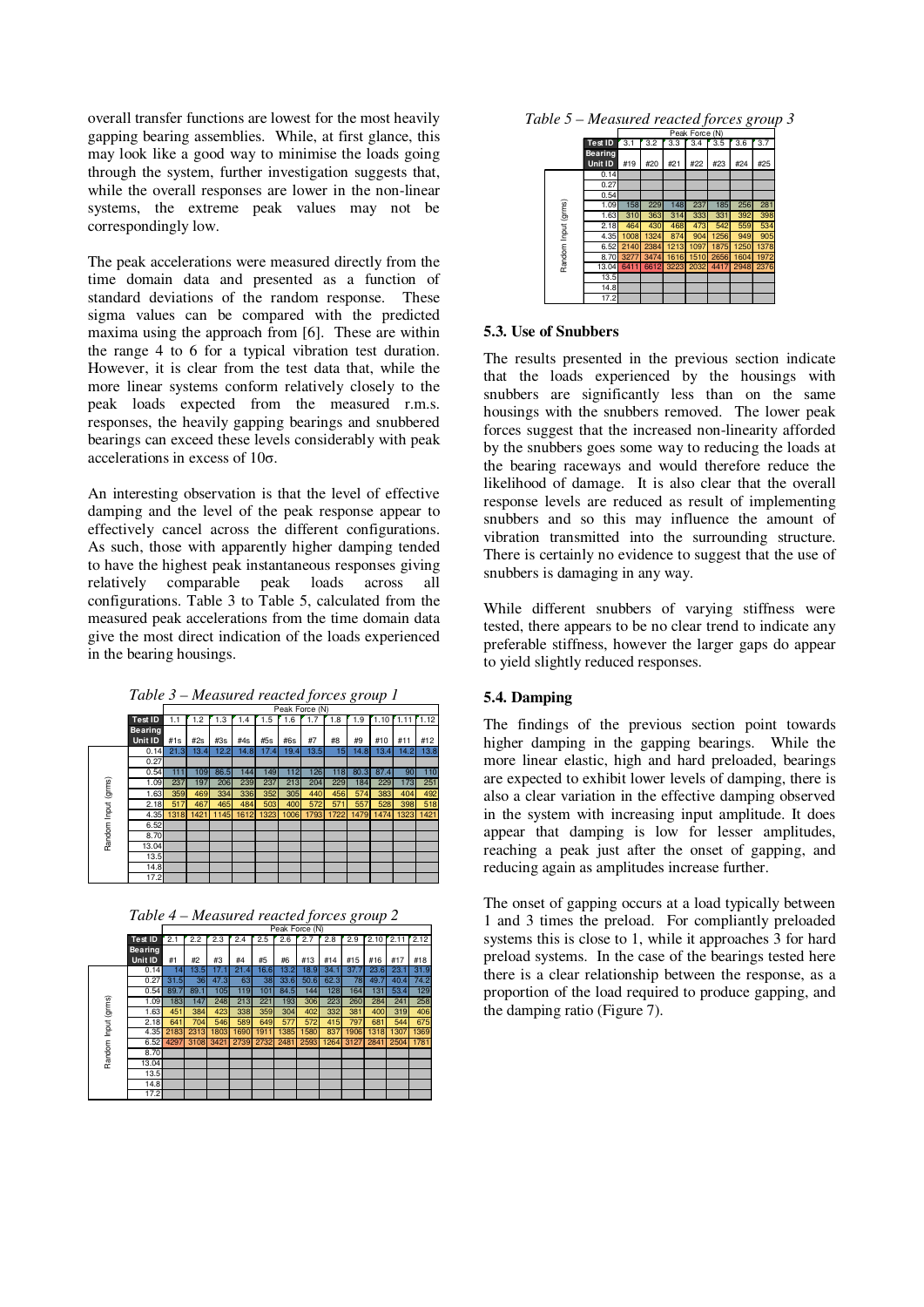overall transfer functions are lowest for the most heavily gapping bearing assemblies. While, at first glance, this may look like a good way to minimise the loads going through the system, further investigation suggests that, while the overall responses are lower in the non-linear systems, the extreme peak values may not be correspondingly low.

The peak accelerations were measured directly from the time domain data and presented as a function of standard deviations of the random response. These sigma values can be compared with the predicted maxima using the approach from [6]. These are within the range 4 to 6 for a typical vibration test duration. However, it is clear from the test data that, while the more linear systems conform relatively closely to the peak loads expected from the measured r.m.s. responses, the heavily gapping bearings and snubbered bearings can exceed these levels considerably with peak accelerations in excess of 10σ.

An interesting observation is that the level of effective damping and the level of the peak response appear to effectively cancel across the different configurations. As such, those with apparently higher damping tended to have the highest peak instantaneous responses giving relatively comparable peak loads across all configurations. Table 3 to Table 5, calculated from the measured peak accelerations from the time domain data give the most direct indication of the loads experienced in the bearing housings.

*Table 3 – Measured reacted forces group 1*

| | Test ID | 1.1 | 1.2 | 1.3 | 1.4 | 1.5 | 1.6 | 1.7 | 1.8 | 1.9 | 1.10 | 1.11 | 1.12 |
|---|---|---|---|---|---|---|---|---|---|---|---|---|---|
| | Bearing Unit ID | #1s | #2s | #3s | #4s | #5s | #6s | #7 | #8 | #9 | #10 | #11 | #12 |
| Random Input (grms) | 0.14 | 21.3 | 13.4 | 12.2 | 14.8 | 17.4 | 19.4 | 13.5 | 15 | 14.8 | 13.4 | 14.2 | 13.8 |
| | 0.27 | | | | | | | | | | | | |
| | 0.54 | 111 | 109 | 86.5 | 144 | 149 | 112 | 126 | 118 | 80.3 | 87.4 | 90 | 110 |
| | 1.09 | 237 | 197 | 206 | 239 | 237 | 213 | 204 | 229 | 184 | 229 | 173 | 251 |
| | 1.63 | 359 | 469 | 334 | 336 | 352 | 305 | 440 | 456 | 574 | 383 | 404 | 492 |
| | 2.18 | 517 | 467 | 465 | 484 | 503 | 400 | 572 | 571 | 557 | 528 | 398 | 518 |
| | 4.35 | 1318 | 1421 | 1145 | 1612 | 1323 | 1006 | 1793 | 1722 | 1479 | 1474 | 1323 | 1421 |
| | 6.52 | | | | | | | | | | | | |
| | 8.70 | | | | | | | | | | | | |
| | 13.04 | | | | | | | | | | | | |
| | 13.5 | | | | | | | | | | | | |
| | 14.8 | | | | | | | | | | | | |
| | 17.2 | | | | | | | | | | | | |

Peak Force (N)

*Table 4 – Measured reacted forces group 2*

| | Test ID | 2.1 | 2.2 | 2.3 | 2.4 | 2.5 | 2.6 | 2.7 | 2.8 | 2.9 | 2.10 | 2.11 | 2.12 |
|---|---|---|---|---|---|---|---|---|---|---|---|---|---|
| | Bearing Unit ID | #1 | #2 | #3 | #4 | #5 | #6 | #13 | #14 | #15 | #16 | #17 | #18 |
| Random Input (grms) | 0.14 | 14 | 13.5 | 17.1 | 21.4 | 16.6 | 13.2 | 18.9 | 34.1 | 37.7 | 23.6 | 23.1 | 31.9 |
| | 0.27 | 31.5 | 36 | 47.3 | 63 | 38 | 33.6 | 50.6 | 62.3 | 78 | 49.7 | 40.4 | 74.2 |
| | 0.54 | 89.7 | 89.1 | 105 | 119 | 101 | 84.5 | 144 | 128 | 164 | 131 | 53.4 | 129 |
| | 1.09 | 183 | 147 | 248 | 213 | 221 | 193 | 306 | 223 | 260 | 284 | 241 | 258 |
| | 1.63 | 451 | 384 | 423 | 338 | 359 | 304 | 402 | 332 | 381 | 400 | 319 | 406 |
| | 2.18 | 641 | 704 | 546 | 589 | 649 | 577 | 572 | 415 | 797 | 681 | 544 | 675 |
| | 4.35 | 2183 | 2313 | 1803 | 1690 | 1911 | 1385 | 1580 | 837 | 1906 | 1318 | 1307 | 1369 |
| | 6.52 | 4297 | 3108 | 3421 | 2739 | 2732 | 2481 | 2593 | 1264 | 3127 | 2841 | 2504 | 1781 |
| | 8.70 | | | | | | | | | | | | |
| | 13.04 | | | | | | | | | | | | |
| | 13.5 | | | | | | | | | | | | |
| | 14.8 | | | | | | | | | | | | |
| | 17.2 | | | | | | | | | | | | |

Peak Force (N)

*Table 5 – Measured reacted forces group 3*

| | Test ID | 3.1 | 3.2 | 3.3 | 3.4 | 3.5 | 3.6 | 3.7 |
|---|---|---|---|---|---|---|---|---|
| | Bearing Unit ID | #19 | #20 | #21 | #22 | #23 | #24 | #25 |
| Random Input (grms) | 0.14 | | | | | | | |
| | 0.27 | | | | | | | |
| | 0.54 | | | | | | | |
| | 1.09 | 158 | 229 | 148 | 237 | 185 | 256 | 281 |
| | 1.63 | 310 | 363 | 314 | 333 | 331 | 392 | 398 |
| | 2.18 | 464 | 430 | 468 | 473 | 542 | 559 | 534 |
| | 4.35 | 1008 | 1324 | 874 | 904 | 1256 | 949 | 905 |
| | 6.52 | 2140 | 2384 | 1213 | 1097 | 1875 | 1250 | 1378 |
| | 8.70 | 3277 | 3474 | 1616 | 1510 | 2656 | 1604 | 1972 |
| | 13.04 | 6411 | 6612 | 3223 | 2032 | 4417 | 2948 | 2376 |
| | 13.5 | | | | | | | |
| | 14.8 | | | | | | | |
| | 17.2 | | | | | | | |

Peak Force (N)

### 5.3. Use of Snubbers

The results presented in the previous section indicate that the loads experienced by the housings with snubbers are significantly less than on the same housings with the snubbers removed. The lower peak forces suggest that the increased non-linearity afforded by the snubbers goes some way to reducing the loads at the bearing raceways and would therefore reduce the likelihood of damage. It is also clear that the overall response levels are reduced as result of implementing snubbers and so this may influence the amount of vibration transmitted into the surrounding structure. There is certainly no evidence to suggest that the use of snubbers is damaging in any way.

While different snubbers of varying stiffness were tested, there appears to be no clear trend to indicate any preferable stiffness, however the larger gaps do appear to yield slightly reduced responses.

### 5.4. Damping

The findings of the previous section point towards higher damping in the gapping bearings. While the more linear elastic, high and hard preloaded, bearings are expected to exhibit lower levels of damping, there is also a clear variation in the effective damping observed in the system with increasing input amplitude. It does appear that damping is low for lesser amplitudes, reaching a peak just after the onset of gapping, and reducing again as amplitudes increase further.

The onset of gapping occurs at a load typically between 1 and 3 times the preload. For compliantly preloaded systems this is close to 1, while it approaches 3 for hard preload systems. In the case of the bearings tested here there is a clear relationship between the response, as a proportion of the load required to produce gapping, and the damping ratio (Figure 7).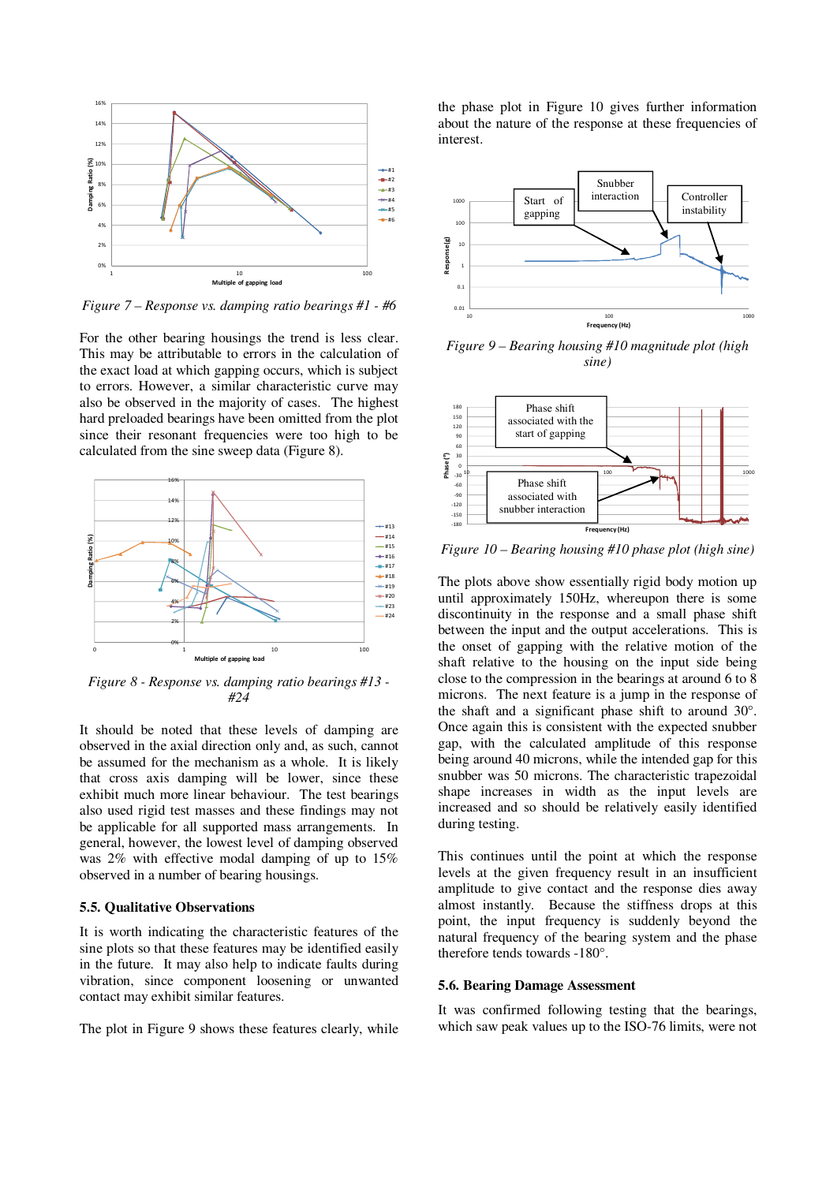Figure 7 – Response vs. damping ratio bearings #1 - #6

For the other bearing housings the trend is less clear. This may be attributable to errors in the calculation of the exact load at which gapping occurs, which is subject to errors. However, a similar characteristic curve may also be observed in the majority of cases. The highest hard preloaded bearings have been omitted from the plot since their resonant frequencies were too high to be calculated from the sine sweep data (Figure 8).

Figure 8 - Response vs. damping ratio bearings #13 - #24

It should be noted that these levels of damping are observed in the axial direction only and, as such, cannot be assumed for the mechanism as a whole. It is likely that cross axis damping will be lower, since these exhibit much more linear behaviour. The test bearings also used rigid test masses and these findings may not be applicable for all supported mass arrangements. In general, however, the lowest level of damping observed was 2% with effective modal damping of up to 15% observed in a number of bearing housings.

### 5.5. Qualitative Observations

It is worth indicating the characteristic features of the sine plots so that these features may be identified easily in the future. It may also help to indicate faults during vibration, since component loosening or unwanted contact may exhibit similar features.

The plot in Figure 9 shows these features clearly, while the phase plot in Figure 10 gives further information about the nature of the response at these frequencies of interest.

Figure 9 – Bearing housing #10 magnitude plot (high sine)

Figure 10 – Bearing housing #10 phase plot (high sine)

The plots above show essentially rigid body motion up until approximately 150Hz, whereupon there is some discontinuity in the response and a small phase shift between the input and the output accelerations. This is the onset of gapping with the relative motion of the shaft relative to the housing on the input side being close to the compression in the bearings at around 6 to 8 microns. The next feature is a jump in the response of the shaft and a significant phase shift to around 30°. Once again this is consistent with the expected snubber gap, with the calculated amplitude of this response being around 40 microns, while the intended gap for this snubber was 50 microns. The characteristic trapezoidal shape increases in width as the input levels are increased and so should be relatively easily identified during testing.

This continues until the point at which the response levels at the given frequency result in an insufficient amplitude to give contact and the response dies away almost instantly. Because the stiffness drops at this point, the input frequency is suddenly beyond the natural frequency of the bearing system and the phase therefore tends towards -180°.

### 5.6. Bearing Damage Assessment

It was confirmed following testing that the bearings, which saw peak values up to the ISO-76 limits, were not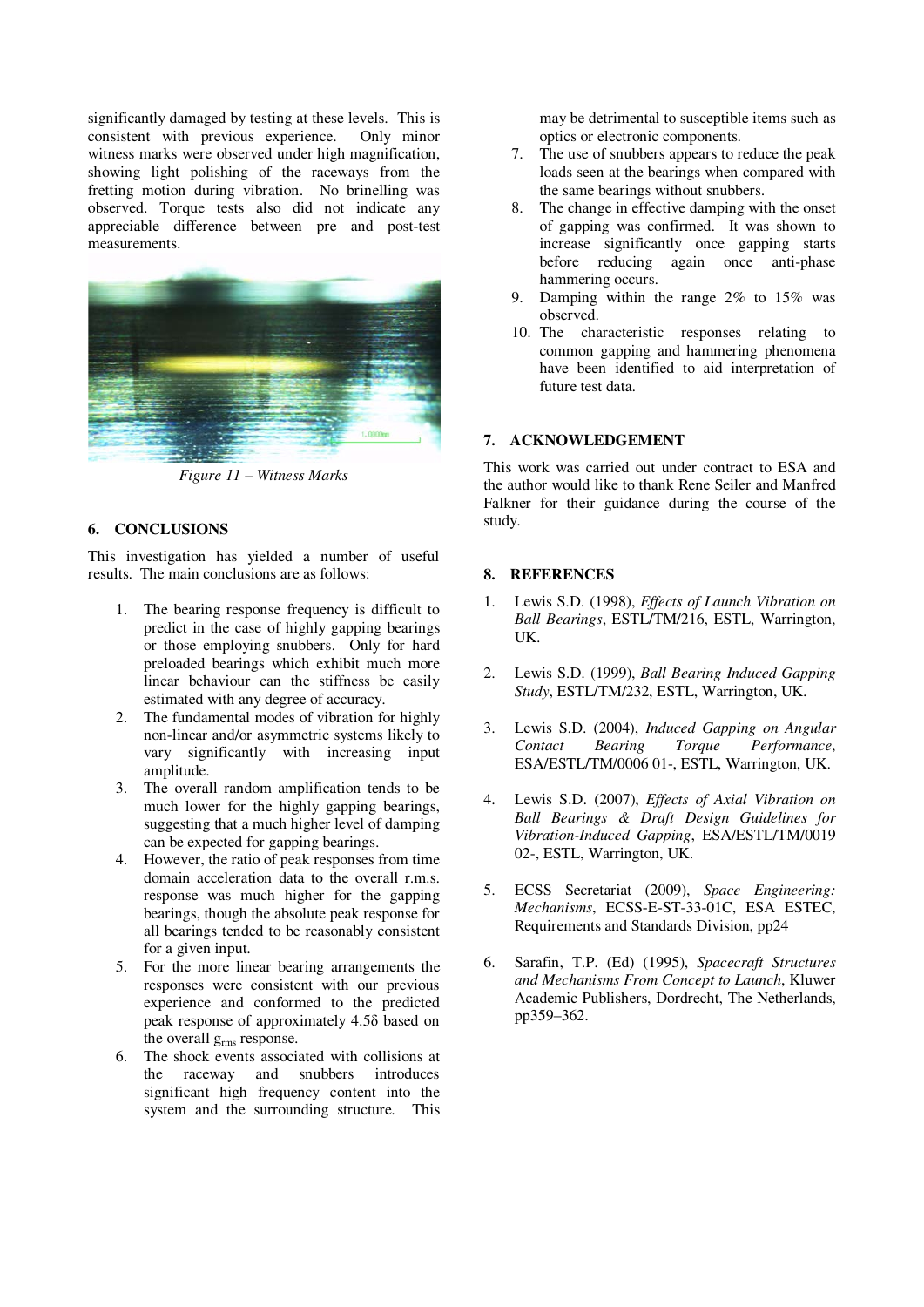significantly damaged by testing at these levels. This is consistent with previous experience. Only minor witness marks were observed under high magnification, showing light polishing of the raceways from the fretting motion during vibration. No brinelling was observed. Torque tests also did not indicate any appreciable difference between pre and post-test measurements.

*Figure 11 – Witness Marks*

## 6. CONCLUSIONS

This investigation has yielded a number of useful results. The main conclusions are as follows:

1. The bearing response frequency is difficult to predict in the case of highly gapping bearings or those employing snubbers. Only for hard preloaded bearings which exhibit much more linear behaviour can the stiffness be easily estimated with any degree of accuracy.
2. The fundamental modes of vibration for highly non-linear and/or asymmetric systems likely to vary significantly with increasing input amplitude.
3. The overall random amplification tends to be much lower for the highly gapping bearings, suggesting that a much higher level of damping can be expected for gapping bearings.
4. However, the ratio of peak responses from time domain acceleration data to the overall r.m.s. response was much higher for the gapping bearings, though the absolute peak response for all bearings tended to be reasonably consistent for a given input.
5. For the more linear bearing arrangements the responses were consistent with our previous experience and conformed to the predicted peak response of approximately 4.5δ based on the overall $g_{rms}$ response.
6. The shock events associated with collisions at the raceway and snubbers introduces significant high frequency content into the system and the surrounding structure. This may be detrimental to susceptible items such as optics or electronic components.
7. The use of snubbers appears to reduce the peak loads seen at the bearings when compared with the same bearings without snubbers.
8. The change in effective damping with the onset of gapping was confirmed. It was shown to increase significantly once gapping starts before reducing again once anti-phase hammering occurs.
9. Damping within the range 2% to 15% was observed.
10. The characteristic responses relating to common gapping and hammering phenomena have been identified to aid interpretation of future test data.

## 7. ACKNOWLEDGEMENT

This work was carried out under contract to ESA and the author would like to thank Rene Seiler and Manfred Falkner for their guidance during the course of the study.

## 8. REFERENCES

1. Lewis S.D. (1998), *Effects of Launch Vibration on Ball Bearings*, ESTL/TM/216, ESTL, Warrington, UK.
2. Lewis S.D. (1999), *Ball Bearing Induced Gapping Study*, ESTL/TM/232, ESTL, Warrington, UK.
3. Lewis S.D. (2004), *Induced Gapping on Angular Contact Bearing Torque Performance*, ESA/ESTL/TM/0006 01-, ESTL, Warrington, UK.
4. Lewis S.D. (2007), *Effects of Axial Vibration on Ball Bearings & Draft Design Guidelines for Vibration-Induced Gapping*, ESA/ESTL/TM/0019 02-, ESTL, Warrington, UK.
5. ECSS Secretariat (2009), *Space Engineering: Mechanisms*, ECSS-E-ST-33-01C, ESA ESTEC, Requirements and Standards Division, pp24
6. Sarafin, T.P. (Ed) (1995), *Spacecraft Structures and Mechanisms From Concept to Launch*, Kluwer Academic Publishers, Dordrecht, The Netherlands, pp359–362.